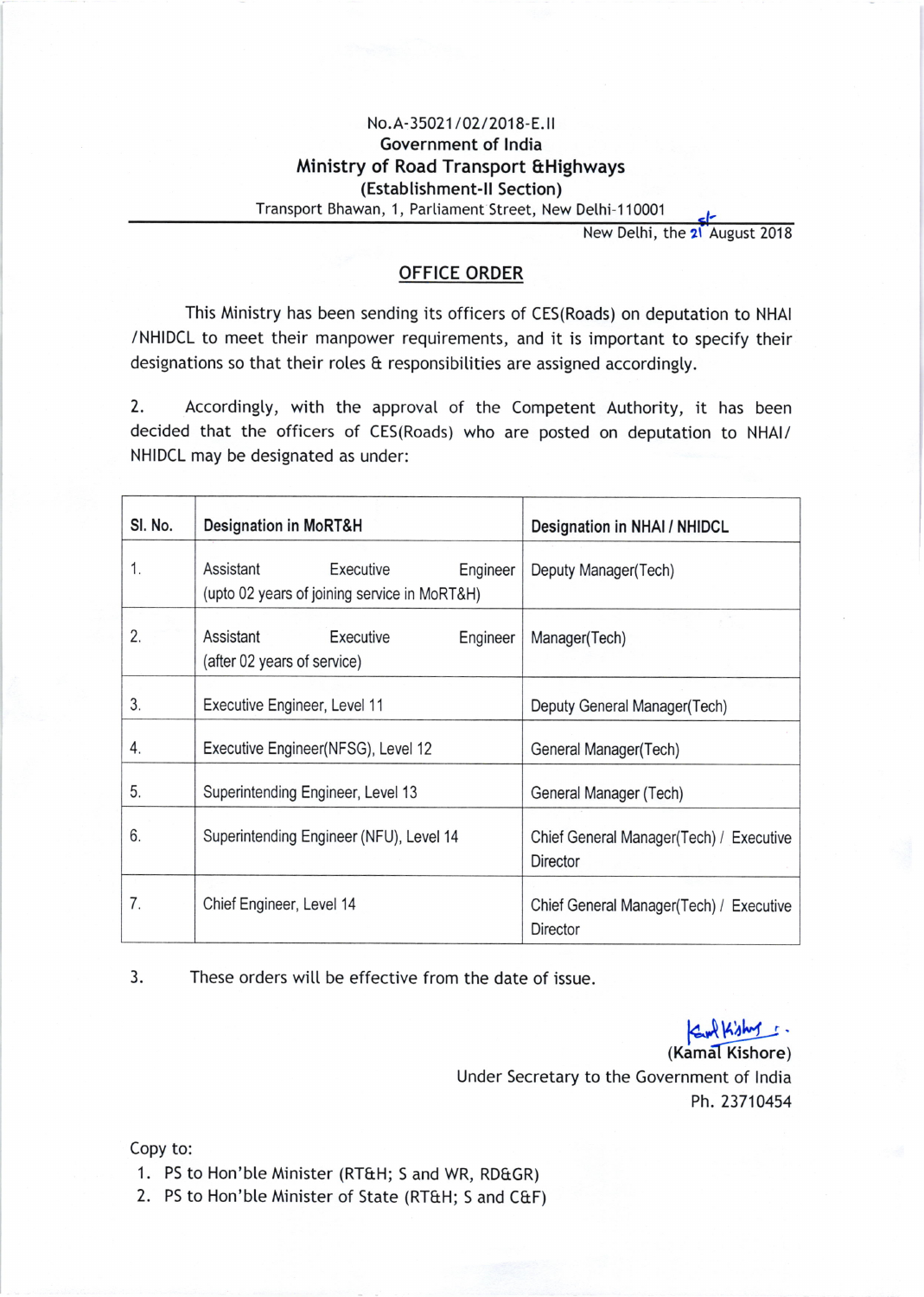No.A-35021/02/2018-E.II

Government of India

**Ministry of Road Transport &Highways**

**(Establishment-II Section)**

Transport Bhawan, 1, Parliament Street, New Delhi-110001

New Delhi, the 21st August 2018

## OFFICE ORDER

This Ministry has been sending its officers of CES(Roads) on deputation to NHAI /NHIDCL to meet their manpower requirements, and it is important to specify their designations so that their roles & responsibilities are assigned accordingly.

2. Accordingly, with the approval of the Competent Authority, it has been decided that the officers of CES(Roads) who are posted on deputation to NHAI/ NHIDCL may be designated as under:

| Sl. No. | Designation in MoRT&H | Designation in NHAI / NHIDCL |
|---|---|---|
| 1. | Assistant Executive Engineer (upto 02 years of joining service in MoRT&H) | Deputy Manager(Tech) |
| 2. | Assistant Executive Engineer (after 02 years of service) | Manager(Tech) |
| 3. | Executive Engineer, Level 11 | Deputy General Manager(Tech) |
| 4. | Executive Engineer(NFSG), Level 12 | General Manager(Tech) |
| 5. | Superintending Engineer, Level 13 | General Manager (Tech) |
| 6. | Superintending Engineer (NFU), Level 14 | Chief General Manager(Tech) / Executive Director |
| 7. | Chief Engineer, Level 14 | Chief General Manager(Tech) / Executive Director |

3. These orders will be effective from the date of issue.

(Kamal Kishore)
Under Secretary to the Government of India
Ph. 23710454

Copy to:

1. PS to Hon'ble Minister (RT&H; S and WR, RD&GR)
2. PS to Hon'ble Minister of State (RT&H; S and C&F)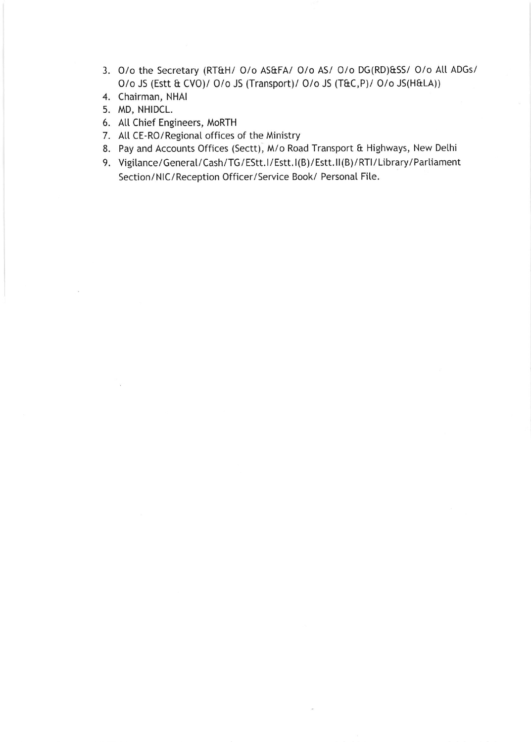3. O/o the Secretary (RT&H/ O/o AS&FA/ O/o AS/ O/o DG(RD)&SS/ O/o All ADGs/ O/o JS (Estt & CVO)/ O/o JS (Transport)/ O/o JS (T&C,P)/ O/o JS(H&LA))
4. Chairman, NHAI
5. MD, NHIDCL.
6. All Chief Engineers, MoRTH
7. All CE-RO/Regional offices of the Ministry
8. Pay and Accounts Offices (Sectt), M/o Road Transport & Highways, New Delhi
9. Vigilance/General/Cash/TG/EStt.I/Estt.I(B)/Estt.II(B)/RTI/Library/Parliament Section/NIC/Reception Officer/Service Book/ Personal File.